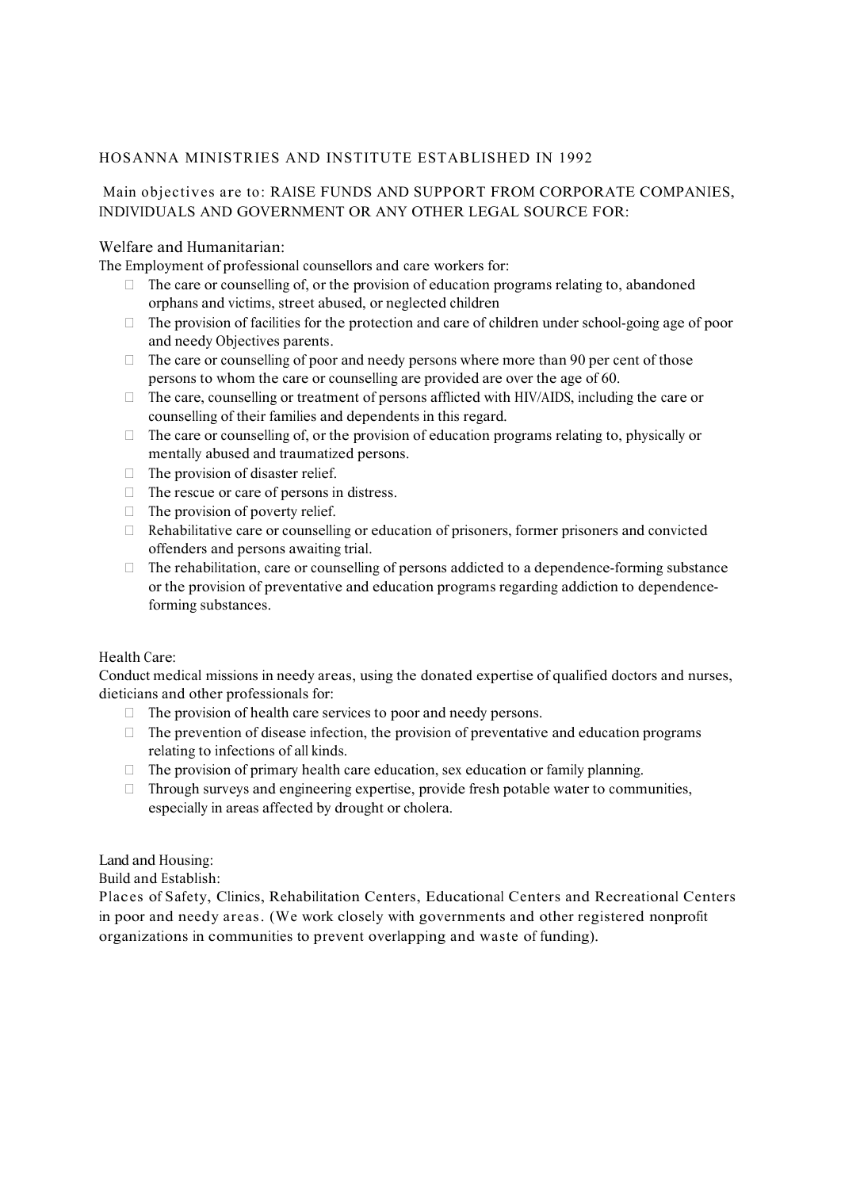HOSANNA MINISTRIES AND INSTITUTE ESTABLISHED IN 1992

Main objectives are to: RAISE FUNDS AND SUPPORT FROM CORPORATE COMPANIES, INDIVIDUALS AND GOVERNMENT OR ANY OTHER LEGAL SOURCE FOR:

Welfare and Humanitarian:

The Employment of professional counsellors and care workers for:

- The care or counselling of, or the provision of education programs relating to, abandoned orphans and victims, street abused, or neglected children
- The provision of facilities for the protection and care of children under school-going age of poor and needy Objectives parents.
- The care or counselling of poor and needy persons where more than 90 per cent of those persons to whom the care or counselling are provided are over the age of 60.
- The care, counselling or treatment of persons afflicted with HIV/AIDS, including the care or counselling of their families and dependents in this regard.
- The care or counselling of, or the provision of education programs relating to, physically or mentally abused and traumatized persons.
- The provision of disaster relief.
- The rescue or care of persons in distress.
- The provision of poverty relief.
- Rehabilitative care or counselling or education of prisoners, former prisoners and convicted offenders and persons awaiting trial.
- The rehabilitation, care or counselling of persons addicted to a dependence-forming substance or the provision of preventative and education programs regarding addiction to dependence-forming substances.

Health Care:

Conduct medical missions in needy areas, using the donated expertise of qualified doctors and nurses, dieticians and other professionals for:

- The provision of health care services to poor and needy persons.
- The prevention of disease infection, the provision of preventative and education programs relating to infections of all kinds.
- The provision of primary health care education, sex education or family planning.
- Through surveys and engineering expertise, provide fresh potable water to communities, especially in areas affected by drought or cholera.

Land and Housing:

Build and Establish:

Places of Safety, Clinics, Rehabilitation Centers, Educational Centers and Recreational Centers in poor and needy areas. (We work closely with governments and other registered nonprofit organizations in communities to prevent overlapping and waste of funding).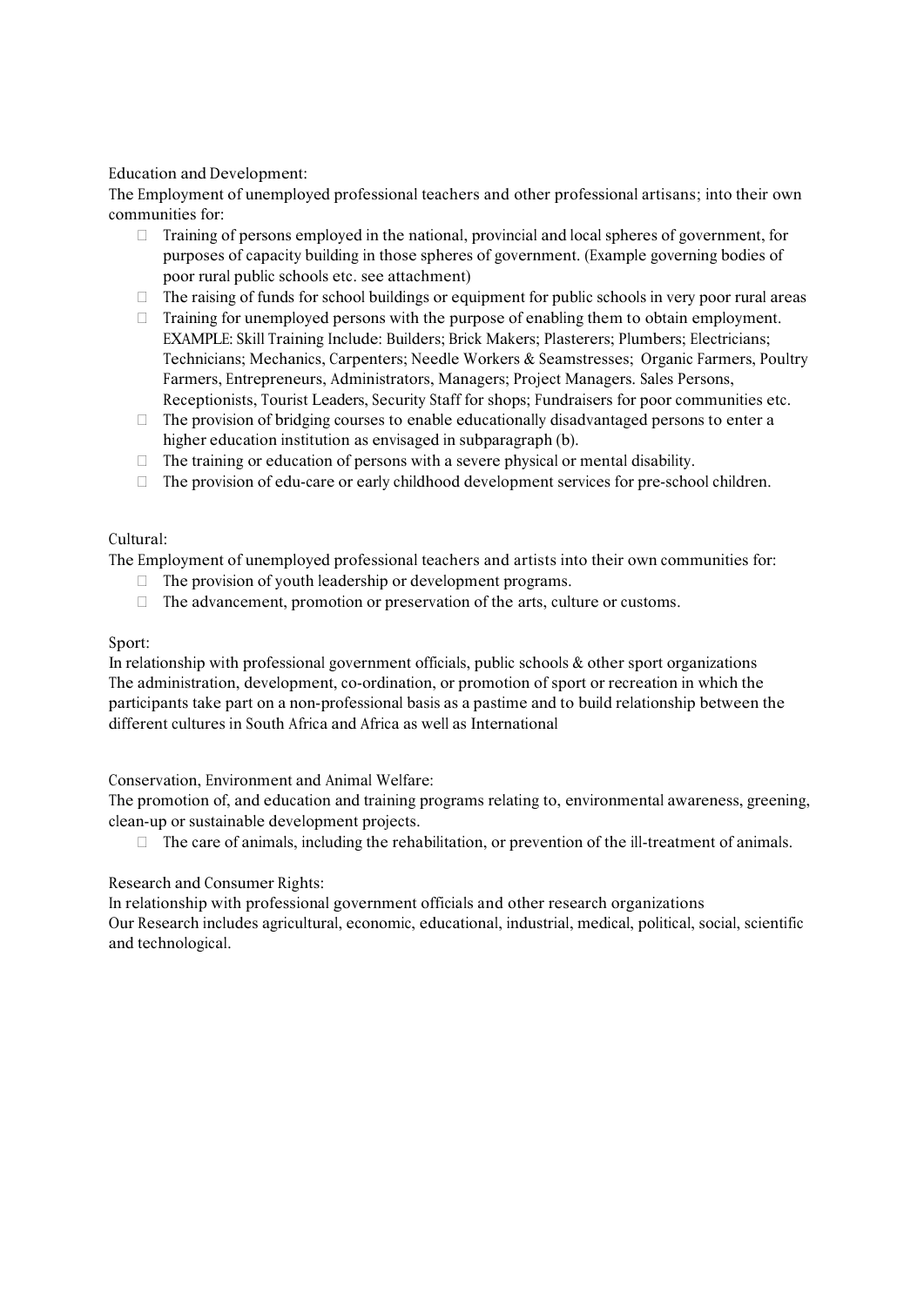Education and Development:

The Employment of unemployed professional teachers and other professional artisans; into their own communities for:

- Training of persons employed in the national, provincial and local spheres of government, for purposes of capacity building in those spheres of government. (Example governing bodies of poor rural public schools etc. see attachment)
- The raising of funds for school buildings or equipment for public schools in very poor rural areas
- Training for unemployed persons with the purpose of enabling them to obtain employment. EXAMPLE: Skill Training Include: Builders; Brick Makers; Plasterers; Plumbers; Electricians; Technicians; Mechanics, Carpenters; Needle Workers & Seamstresses; Organic Farmers, Poultry Farmers, Entrepreneurs, Administrators, Managers; Project Managers. Sales Persons, Receptionists, Tourist Leaders, Security Staff for shops; Fundraisers for poor communities etc.
- The provision of bridging courses to enable educationally disadvantaged persons to enter a higher education institution as envisaged in subparagraph (b).
- The training or education of persons with a severe physical or mental disability.
- The provision of edu-care or early childhood development services for pre-school children.

Cultural:

The Employment of unemployed professional teachers and artists into their own communities for:

- The provision of youth leadership or development programs.
- The advancement, promotion or preservation of the arts, culture or customs.

Sport:

In relationship with professional government officials, public schools & other sport organizations
The administration, development, co-ordination, or promotion of sport or recreation in which the participants take part on a non-professional basis as a pastime and to build relationship between the different cultures in South Africa and Africa as well as International

Conservation, Environment and Animal Welfare:

The promotion of, and education and training programs relating to, environmental awareness, greening, clean-up or sustainable development projects.

- The care of animals, including the rehabilitation, or prevention of the ill-treatment of animals.

Research and Consumer Rights:

In relationship with professional government officials and other research organizations
Our Research includes agricultural, economic, educational, industrial, medical, political, social, scientific and technological.